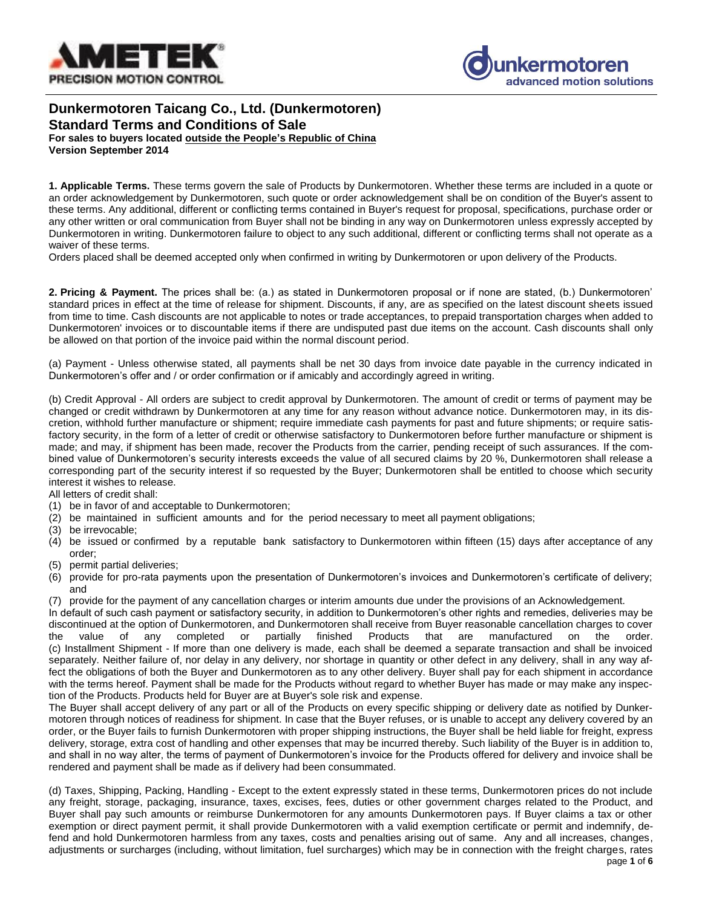# Dunkermotoren Taicang Co., Ltd. (Dunkermotoren)
## Standard Terms and Conditions of Sale

**For sales to buyers located outside the People's Republic of China**
**Version September 2014**

**1. Applicable Terms.** These terms govern the sale of Products by Dunkermotoren. Whether these terms are included in a quote or an order acknowledgement by Dunkermotoren, such quote or order acknowledgement shall be on condition of the Buyer's assent to these terms. Any additional, different or conflicting terms contained in Buyer's request for proposal, specifications, purchase order or any other written or oral communication from Buyer shall not be binding in any way on Dunkermotoren unless expressly accepted by Dunkermotoren in writing. Dunkermotoren failure to object to any such additional, different or conflicting terms shall not operate as a waiver of these terms.
Orders placed shall be deemed accepted only when confirmed in writing by Dunkermotoren or upon delivery of the Products.

**2. Pricing & Payment.** The prices shall be: (a.) as stated in Dunkermotoren proposal or if none are stated, (b.) Dunkermotoren' standard prices in effect at the time of release for shipment. Discounts, if any, are as specified on the latest discount sheets issued from time to time. Cash discounts are not applicable to notes or trade acceptances, to prepaid transportation charges when added to Dunkermotoren' invoices or to discountable items if there are undisputed past due items on the account. Cash discounts shall only be allowed on that portion of the invoice paid within the normal discount period.

(a) Payment - Unless otherwise stated, all payments shall be net 30 days from invoice date payable in the currency indicated in Dunkermotoren's offer and / or order confirmation or if amicably and accordingly agreed in writing.

(b) Credit Approval - All orders are subject to credit approval by Dunkermotoren. The amount of credit or terms of payment may be changed or credit withdrawn by Dunkermotoren at any time for any reason without advance notice. Dunkermotoren may, in its discretion, withhold further manufacture or shipment; require immediate cash payments for past and future shipments; or require satisfactory security, in the form of a letter of credit or otherwise satisfactory to Dunkermotoren before further manufacture or shipment is made; and may, if shipment has been made, recover the Products from the carrier, pending receipt of such assurances. If the combined value of Dunkermotoren's security interests exceeds the value of all secured claims by 20 %, Dunkermotoren shall release a corresponding part of the security interest if so requested by the Buyer; Dunkermotoren shall be entitled to choose which security interest it wishes to release.
All letters of credit shall:

(1) be in favor of and acceptable to Dunkermotoren;
(2) be maintained in sufficient amounts and for the period necessary to meet all payment obligations;
(3) be irrevocable;
(4) be issued or confirmed by a reputable bank satisfactory to Dunkermotoren within fifteen (15) days after acceptance of any order;
(5) permit partial deliveries;
(6) provide for pro-rata payments upon the presentation of Dunkermotoren's invoices and Dunkermotoren's certificate of delivery; and
(7) provide for the payment of any cancellation charges or interim amounts due under the provisions of an Acknowledgement.

In default of such cash payment or satisfactory security, in addition to Dunkermotoren's other rights and remedies, deliveries may be discontinued at the option of Dunkermotoren, and Dunkermotoren shall receive from Buyer reasonable cancellation charges to cover the value of any completed or partially finished Products that are manufactured on the order.
(c) Installment Shipment - If more than one delivery is made, each shall be deemed a separate transaction and shall be invoiced separately. Neither failure of, nor delay in any delivery, nor shortage in quantity or other defect in any delivery, shall in any way affect the obligations of both the Buyer and Dunkermotoren as to any other delivery. Buyer shall pay for each shipment in accordance with the terms hereof. Payment shall be made for the Products without regard to whether Buyer has made or may make any inspection of the Products. Products held for Buyer are at Buyer's sole risk and expense.
The Buyer shall accept delivery of any part or all of the Products on every specific shipping or delivery date as notified by Dunkermotoren through notices of readiness for shipment. In case that the Buyer refuses, or is unable to accept any delivery covered by an order, or the Buyer fails to furnish Dunkermotoren with proper shipping instructions, the Buyer shall be held liable for freight, express delivery, storage, extra cost of handling and other expenses that may be incurred thereby. Such liability of the Buyer is in addition to, and shall in no way alter, the terms of payment of Dunkermotoren's invoice for the Products offered for delivery and invoice shall be rendered and payment shall be made as if delivery had been consummated.

(d) Taxes, Shipping, Packing, Handling - Except to the extent expressly stated in these terms, Dunkermotoren prices do not include any freight, storage, packaging, insurance, taxes, excises, fees, duties or other government charges related to the Product, and Buyer shall pay such amounts or reimburse Dunkermotoren for any amounts Dunkermotoren pays. If Buyer claims a tax or other exemption or direct payment permit, it shall provide Dunkermotoren with a valid exemption certificate or permit and indemnify, defend and hold Dunkermotoren harmless from any taxes, costs and penalties arising out of same. Any and all increases, changes, adjustments or surcharges (including, without limitation, fuel surcharges) which may be in connection with the freight charges, rates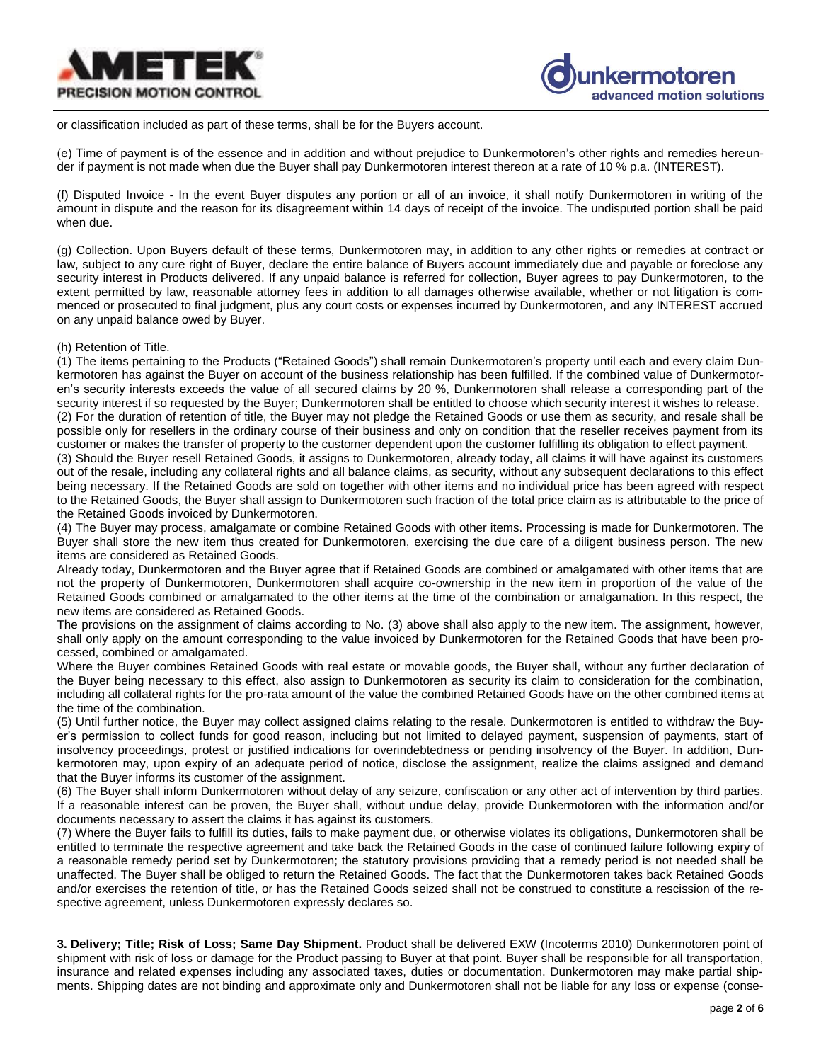or classification included as part of these terms, shall be for the Buyers account.

(e) Time of payment is of the essence and in addition and without prejudice to Dunkermotoren's other rights and remedies hereunder if payment is not made when due the Buyer shall pay Dunkermotoren interest thereon at a rate of 10 % p.a. (INTEREST).

(f) Disputed Invoice - In the event Buyer disputes any portion or all of an invoice, it shall notify Dunkermotoren in writing of the amount in dispute and the reason for its disagreement within 14 days of receipt of the invoice. The undisputed portion shall be paid when due.

(g) Collection. Upon Buyers default of these terms, Dunkermotoren may, in addition to any other rights or remedies at contract or law, subject to any cure right of Buyer, declare the entire balance of Buyers account immediately due and payable or foreclose any security interest in Products delivered. If any unpaid balance is referred for collection, Buyer agrees to pay Dunkermotoren, to the extent permitted by law, reasonable attorney fees in addition to all damages otherwise available, whether or not litigation is commenced or prosecuted to final judgment, plus any court costs or expenses incurred by Dunkermotoren, and any INTEREST accrued on any unpaid balance owed by Buyer.

(h) Retention of Title.

(1) The items pertaining to the Products ("Retained Goods") shall remain Dunkermotoren's property until each and every claim Dunkermotoren has against the Buyer on account of the business relationship has been fulfilled. If the combined value of Dunkermotoren's security interests exceeds the value of all secured claims by 20 %, Dunkermotoren shall release a corresponding part of the security interest if so requested by the Buyer; Dunkermotoren shall be entitled to choose which security interest it wishes to release.

(2) For the duration of retention of title, the Buyer may not pledge the Retained Goods or use them as security, and resale shall be possible only for resellers in the ordinary course of their business and only on condition that the reseller receives payment from its customer or makes the transfer of property to the customer dependent upon the customer fulfilling its obligation to effect payment.

(3) Should the Buyer resell Retained Goods, it assigns to Dunkermotoren, already today, all claims it will have against its customers out of the resale, including any collateral rights and all balance claims, as security, without any subsequent declarations to this effect being necessary. If the Retained Goods are sold on together with other items and no individual price has been agreed with respect to the Retained Goods, the Buyer shall assign to Dunkermotoren such fraction of the total price claim as is attributable to the price of the Retained Goods invoiced by Dunkermotoren.

(4) The Buyer may process, amalgamate or combine Retained Goods with other items. Processing is made for Dunkermotoren. The Buyer shall store the new item thus created for Dunkermotoren, exercising the due care of a diligent business person. The new items are considered as Retained Goods.

Already today, Dunkermotoren and the Buyer agree that if Retained Goods are combined or amalgamated with other items that are not the property of Dunkermotoren, Dunkermotoren shall acquire co-ownership in the new item in proportion of the value of the Retained Goods combined or amalgamated to the other items at the time of the combination or amalgamation. In this respect, the new items are considered as Retained Goods.

The provisions on the assignment of claims according to No. (3) above shall also apply to the new item. The assignment, however, shall only apply on the amount corresponding to the value invoiced by Dunkermotoren for the Retained Goods that have been processed, combined or amalgamated.

Where the Buyer combines Retained Goods with real estate or movable goods, the Buyer shall, without any further declaration of the Buyer being necessary to this effect, also assign to Dunkermotoren as security its claim to consideration for the combination, including all collateral rights for the pro-rata amount of the value the combined Retained Goods have on the other combined items at the time of the combination.

(5) Until further notice, the Buyer may collect assigned claims relating to the resale. Dunkermotoren is entitled to withdraw the Buyer's permission to collect funds for good reason, including but not limited to delayed payment, suspension of payments, start of insolvency proceedings, protest or justified indications for overindebtedness or pending insolvency of the Buyer. In addition, Dunkermotoren may, upon expiry of an adequate period of notice, disclose the assignment, realize the claims assigned and demand that the Buyer informs its customer of the assignment.

(6) The Buyer shall inform Dunkermotoren without delay of any seizure, confiscation or any other act of intervention by third parties. If a reasonable interest can be proven, the Buyer shall, without undue delay, provide Dunkermotoren with the information and/or documents necessary to assert the claims it has against its customers.

(7) Where the Buyer fails to fulfill its duties, fails to make payment due, or otherwise violates its obligations, Dunkermotoren shall be entitled to terminate the respective agreement and take back the Retained Goods in the case of continued failure following expiry of a reasonable remedy period set by Dunkermotoren; the statutory provisions providing that a remedy period is not needed shall be unaffected. The Buyer shall be obliged to return the Retained Goods. The fact that the Dunkermotoren takes back Retained Goods and/or exercises the retention of title, or has the Retained Goods seized shall not be construed to constitute a rescission of the respective agreement, unless Dunkermotoren expressly declares so.

**3. Delivery; Title; Risk of Loss; Same Day Shipment.** Product shall be delivered EXW (Incoterms 2010) Dunkermotoren point of shipment with risk of loss or damage for the Product passing to Buyer at that point. Buyer shall be responsible for all transportation, insurance and related expenses including any associated taxes, duties or documentation. Dunkermotoren may make partial shipments. Shipping dates are not binding and approximate only and Dunkermotoren shall not be liable for any loss or expense (conse-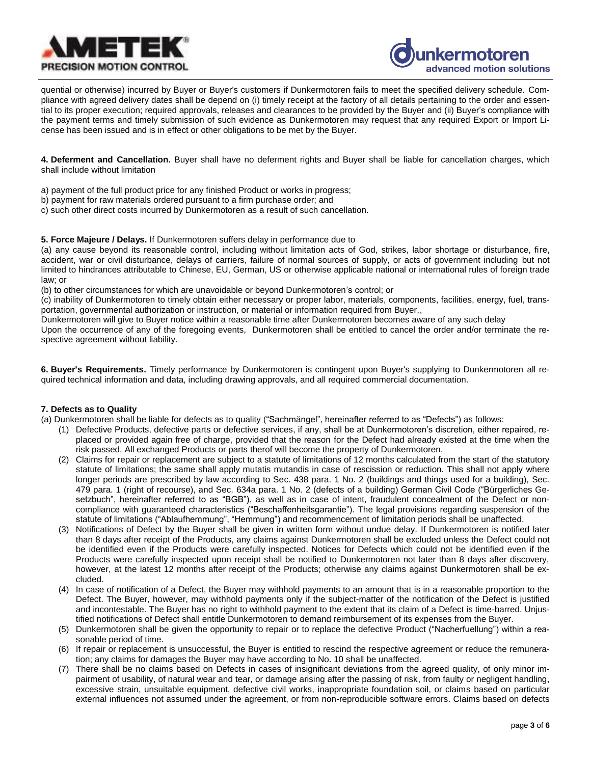quential or otherwise) incurred by Buyer or Buyer's customers if Dunkermotoren fails to meet the specified delivery schedule. Compliance with agreed delivery dates shall be depend on (i) timely receipt at the factory of all details pertaining to the order and essential to its proper execution; required approvals, releases and clearances to be provided by the Buyer and (ii) Buyer's compliance with the payment terms and timely submission of such evidence as Dunkermotoren may request that any required Export or Import License has been issued and is in effect or other obligations to be met by the Buyer.

**4. Deferment and Cancellation.** Buyer shall have no deferment rights and Buyer shall be liable for cancellation charges, which shall include without limitation

a) payment of the full product price for any finished Product or works in progress;
b) payment for raw materials ordered pursuant to a firm purchase order; and
c) such other direct costs incurred by Dunkermotoren as a result of such cancellation.

**5. Force Majeure / Delays.** If Dunkermotoren suffers delay in performance due to

(a) any cause beyond its reasonable control, including without limitation acts of God, strikes, labor shortage or disturbance, fire, accident, war or civil disturbance, delays of carriers, failure of normal sources of supply, or acts of government including but not limited to hindrances attributable to Chinese, EU, German, US or otherwise applicable national or international rules of foreign trade law; or

(b) to other circumstances for which are unavoidable or beyond Dunkermotoren's control; or

(c) inability of Dunkermotoren to timely obtain either necessary or proper labor, materials, components, facilities, energy, fuel, transportation, governmental authorization or instruction, or material or information required from Buyer,,

Dunkermotoren will give to Buyer notice within a reasonable time after Dunkermotoren becomes aware of any such delay

Upon the occurrence of any of the foregoing events, Dunkermotoren shall be entitled to cancel the order and/or terminate the respective agreement without liability.

**6. Buyer's Requirements.** Timely performance by Dunkermotoren is contingent upon Buyer's supplying to Dunkermotoren all required technical information and data, including drawing approvals, and all required commercial documentation.

**7. Defects as to Quality**

(a) Dunkermotoren shall be liable for defects as to quality ("Sachmängel", hereinafter referred to as "Defects") as follows:

(1) Defective Products, defective parts or defective services, if any, shall be at Dunkermotoren's discretion, either repaired, replaced or provided again free of charge, provided that the reason for the Defect had already existed at the time when the risk passed. All exchanged Products or parts therof will become the property of Dunkermotoren.

(2) Claims for repair or replacement are subject to a statute of limitations of 12 months calculated from the start of the statutory statute of limitations; the same shall apply mutatis mutandis in case of rescission or reduction. This shall not apply where longer periods are prescribed by law according to Sec. 438 para. 1 No. 2 (buildings and things used for a building), Sec. 479 para. 1 (right of recourse), and Sec. 634a para. 1 No. 2 (defects of a building) German Civil Code ("Bürgerliches Gesetzbuch", hereinafter referred to as "BGB"), as well as in case of intent, fraudulent concealment of the Defect or non-compliance with guaranteed characteristics ("Beschaffenheitsgarantie"). The legal provisions regarding suspension of the statute of limitations ("Ablaufhemmung", "Hemmung") and recommencement of limitation periods shall be unaffected.

(3) Notifications of Defect by the Buyer shall be given in written form without undue delay. If Dunkermotoren is notified later than 8 days after receipt of the Products, any claims against Dunkermotoren shall be excluded unless the Defect could not be identified even if the Products were carefully inspected. Notices for Defects which could not be identified even if the Products were carefully inspected upon receipt shall be notified to Dunkermotoren not later than 8 days after discovery, however, at the latest 12 months after receipt of the Products; otherwise any claims against Dunkermotoren shall be excluded.

(4) In case of notification of a Defect, the Buyer may withhold payments to an amount that is in a reasonable proportion to the Defect. The Buyer, however, may withhold payments only if the subject-matter of the notification of the Defect is justified and incontestable. The Buyer has no right to withhold payment to the extent that its claim of a Defect is time-barred. Unjustified notifications of Defect shall entitle Dunkermotoren to demand reimbursement of its expenses from the Buyer.

(5) Dunkermotoren shall be given the opportunity to repair or to replace the defective Product ("Nacherfuellung") within a reasonable period of time.

(6) If repair or replacement is unsuccessful, the Buyer is entitled to rescind the respective agreement or reduce the remuneration; any claims for damages the Buyer may have according to No. 10 shall be unaffected.

(7) There shall be no claims based on Defects in cases of insignificant deviations from the agreed quality, of only minor impairment of usability, of natural wear and tear, or damage arising after the passing of risk, from faulty or negligent handling, excessive strain, unsuitable equipment, defective civil works, inappropriate foundation soil, or claims based on particular external influences not assumed under the agreement, or from non-reproducible software errors. Claims based on defects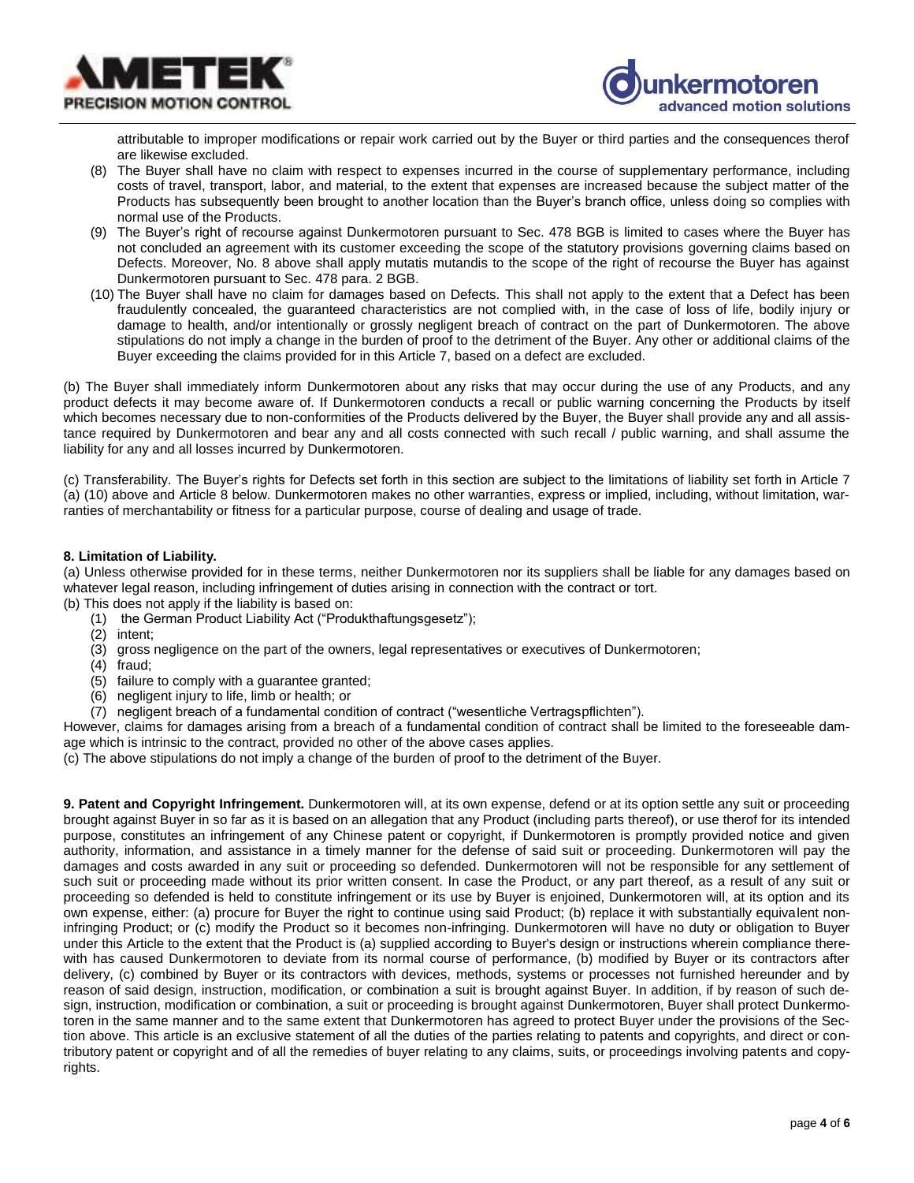attributable to improper modifications or repair work carried out by the Buyer or third parties and the consequences therof are likewise excluded.

(8) The Buyer shall have no claim with respect to expenses incurred in the course of supplementary performance, including costs of travel, transport, labor, and material, to the extent that expenses are increased because the subject matter of the Products has subsequently been brought to another location than the Buyer's branch office, unless doing so complies with normal use of the Products.

(9) The Buyer's right of recourse against Dunkermotoren pursuant to Sec. 478 BGB is limited to cases where the Buyer has not concluded an agreement with its customer exceeding the scope of the statutory provisions governing claims based on Defects. Moreover, No. 8 above shall apply mutatis mutandis to the scope of the right of recourse the Buyer has against Dunkermotoren pursuant to Sec. 478 para. 2 BGB.

(10) The Buyer shall have no claim for damages based on Defects. This shall not apply to the extent that a Defect has been fraudulently concealed, the guaranteed characteristics are not complied with, in the case of loss of life, bodily injury or damage to health, and/or intentionally or grossly negligent breach of contract on the part of Dunkermotoren. The above stipulations do not imply a change in the burden of proof to the detriment of the Buyer. Any other or additional claims of the Buyer exceeding the claims provided for in this Article 7, based on a defect are excluded.

(b) The Buyer shall immediately inform Dunkermotoren about any risks that may occur during the use of any Products, and any product defects it may become aware of. If Dunkermotoren conducts a recall or public warning concerning the Products by itself which becomes necessary due to non-conformities of the Products delivered by the Buyer, the Buyer shall provide any and all assistance required by Dunkermotoren and bear any and all costs connected with such recall / public warning, and shall assume the liability for any and all losses incurred by Dunkermotoren.

(c) Transferability. The Buyer's rights for Defects set forth in this section are subject to the limitations of liability set forth in Article 7 (a) (10) above and Article 8 below. Dunkermotoren makes no other warranties, express or implied, including, without limitation, warranties of merchantability or fitness for a particular purpose, course of dealing and usage of trade.

**8. Limitation of Liability.**

(a) Unless otherwise provided for in these terms, neither Dunkermotoren nor its suppliers shall be liable for any damages based on whatever legal reason, including infringement of duties arising in connection with the contract or tort.

(b) This does not apply if the liability is based on:

(1) the German Product Liability Act ("Produkthaftungsgesetz");
(2) intent;
(3) gross negligence on the part of the owners, legal representatives or executives of Dunkermotoren;
(4) fraud;
(5) failure to comply with a guarantee granted;
(6) negligent injury to life, limb or health; or
(7) negligent breach of a fundamental condition of contract ("wesentliche Vertragspflichten").

However, claims for damages arising from a breach of a fundamental condition of contract shall be limited to the foreseeable damage which is intrinsic to the contract, provided no other of the above cases applies.

(c) The above stipulations do not imply a change of the burden of proof to the detriment of the Buyer.

**9. Patent and Copyright Infringement.** Dunkermotoren will, at its own expense, defend or at its option settle any suit or proceeding brought against Buyer in so far as it is based on an allegation that any Product (including parts thereof), or use therof for its intended purpose, constitutes an infringement of any Chinese patent or copyright, if Dunkermotoren is promptly provided notice and given authority, information, and assistance in a timely manner for the defense of said suit or proceeding. Dunkermotoren will pay the damages and costs awarded in any suit or proceeding so defended. Dunkermotoren will not be responsible for any settlement of such suit or proceeding made without its prior written consent. In case the Product, or any part thereof, as a result of any suit or proceeding so defended is held to constitute infringement or its use by Buyer is enjoined, Dunkermotoren will, at its option and its own expense, either: (a) procure for Buyer the right to continue using said Product; (b) replace it with substantially equivalent non-infringing Product; or (c) modify the Product so it becomes non-infringing. Dunkermotoren will have no duty or obligation to Buyer under this Article to the extent that the Product is (a) supplied according to Buyer's design or instructions wherein compliance therewith has caused Dunkermotoren to deviate from its normal course of performance, (b) modified by Buyer or its contractors after delivery, (c) combined by Buyer or its contractors with devices, methods, systems or processes not furnished hereunder and by reason of said design, instruction, modification, or combination a suit is brought against Buyer. In addition, if by reason of such design, instruction, modification or combination, a suit or proceeding is brought against Dunkermotoren, Buyer shall protect Dunkermotoren in the same manner and to the same extent that Dunkermotoren has agreed to protect Buyer under the provisions of the Section above. This article is an exclusive statement of all the duties of the parties relating to patents and copyrights, and direct or contributory patent or copyright and of all the remedies of buyer relating to any claims, suits, or proceedings involving patents and copyrights.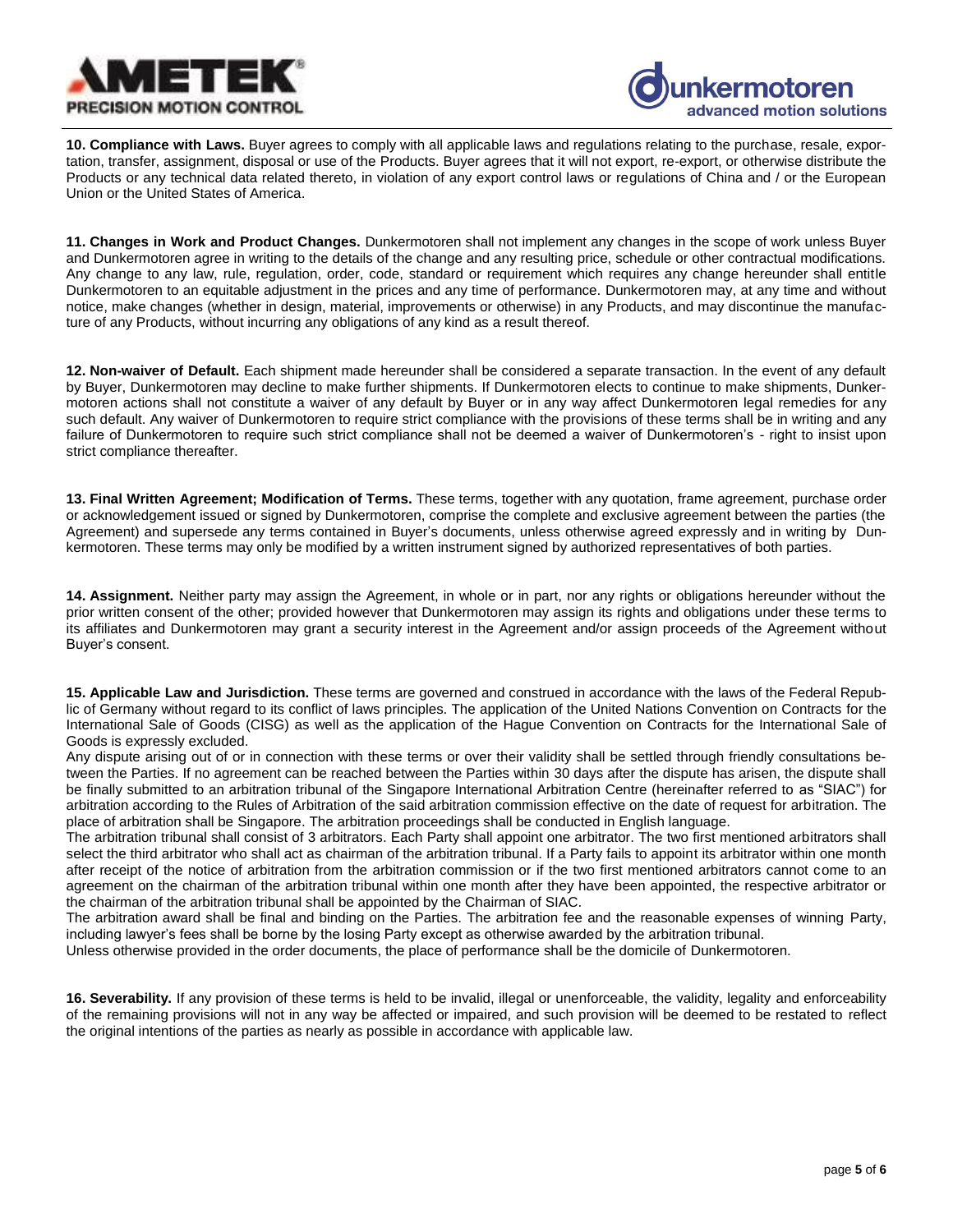**10. Compliance with Laws.** Buyer agrees to comply with all applicable laws and regulations relating to the purchase, resale, exportation, transfer, assignment, disposal or use of the Products. Buyer agrees that it will not export, re-export, or otherwise distribute the Products or any technical data related thereto, in violation of any export control laws or regulations of China and / or the European Union or the United States of America.

**11. Changes in Work and Product Changes.** Dunkermotoren shall not implement any changes in the scope of work unless Buyer and Dunkermotoren agree in writing to the details of the change and any resulting price, schedule or other contractual modifications. Any change to any law, rule, regulation, order, code, standard or requirement which requires any change hereunder shall entitle Dunkermotoren to an equitable adjustment in the prices and any time of performance. Dunkermotoren may, at any time and without notice, make changes (whether in design, material, improvements or otherwise) in any Products, and may discontinue the manufacture of any Products, without incurring any obligations of any kind as a result thereof.

**12. Non-waiver of Default.** Each shipment made hereunder shall be considered a separate transaction. In the event of any default by Buyer, Dunkermotoren may decline to make further shipments. If Dunkermotoren elects to continue to make shipments, Dunkermotoren actions shall not constitute a waiver of any default by Buyer or in any way affect Dunkermotoren legal remedies for any such default. Any waiver of Dunkermotoren to require strict compliance with the provisions of these terms shall be in writing and any failure of Dunkermotoren to require such strict compliance shall not be deemed a waiver of Dunkermotoren's - right to insist upon strict compliance thereafter.

**13. Final Written Agreement; Modification of Terms.** These terms, together with any quotation, frame agreement, purchase order or acknowledgement issued or signed by Dunkermotoren, comprise the complete and exclusive agreement between the parties (the Agreement) and supersede any terms contained in Buyer's documents, unless otherwise agreed expressly and in writing by Dunkermotoren. These terms may only be modified by a written instrument signed by authorized representatives of both parties.

**14. Assignment.** Neither party may assign the Agreement, in whole or in part, nor any rights or obligations hereunder without the prior written consent of the other; provided however that Dunkermotoren may assign its rights and obligations under these terms to its affiliates and Dunkermotoren may grant a security interest in the Agreement and/or assign proceeds of the Agreement without Buyer's consent.

**15. Applicable Law and Jurisdiction.** These terms are governed and construed in accordance with the laws of the Federal Republic of Germany without regard to its conflict of laws principles. The application of the United Nations Convention on Contracts for the International Sale of Goods (CISG) as well as the application of the Hague Convention on Contracts for the International Sale of Goods is expressly excluded.

Any dispute arising out of or in connection with these terms or over their validity shall be settled through friendly consultations between the Parties. If no agreement can be reached between the Parties within 30 days after the dispute has arisen, the dispute shall be finally submitted to an arbitration tribunal of the Singapore International Arbitration Centre (hereinafter referred to as "SIAC") for arbitration according to the Rules of Arbitration of the said arbitration commission effective on the date of request for arbitration. The place of arbitration shall be Singapore. The arbitration proceedings shall be conducted in English language.

The arbitration tribunal shall consist of 3 arbitrators. Each Party shall appoint one arbitrator. The two first mentioned arbitrators shall select the third arbitrator who shall act as chairman of the arbitration tribunal. If a Party fails to appoint its arbitrator within one month after receipt of the notice of arbitration from the arbitration commission or if the two first mentioned arbitrators cannot come to an agreement on the chairman of the arbitration tribunal within one month after they have been appointed, the respective arbitrator or the chairman of the arbitration tribunal shall be appointed by the Chairman of SIAC.

The arbitration award shall be final and binding on the Parties. The arbitration fee and the reasonable expenses of winning Party, including lawyer's fees shall be borne by the losing Party except as otherwise awarded by the arbitration tribunal.

Unless otherwise provided in the order documents, the place of performance shall be the domicile of Dunkermotoren.

**16. Severability.** If any provision of these terms is held to be invalid, illegal or unenforceable, the validity, legality and enforceability of the remaining provisions will not in any way be affected or impaired, and such provision will be deemed to be restated to reflect the original intentions of the parties as nearly as possible in accordance with applicable law.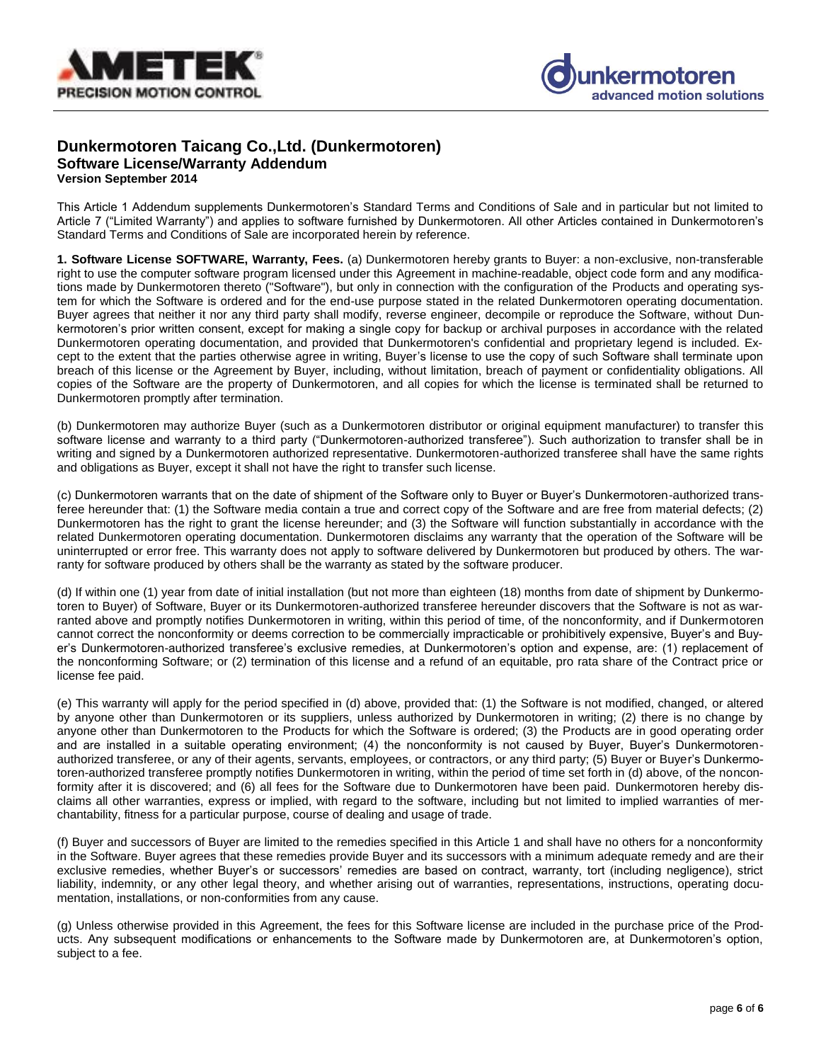# Dunkermotoren Taicang Co.,Ltd. (Dunkermotoren)

## Software License/Warranty Addendum

**Version September 2014**

This Article 1 Addendum supplements Dunkermotoren's Standard Terms and Conditions of Sale and in particular but not limited to Article 7 ("Limited Warranty") and applies to software furnished by Dunkermotoren. All other Articles contained in Dunkermotoren's Standard Terms and Conditions of Sale are incorporated herein by reference.

**1. Software License SOFTWARE, Warranty, Fees.** (a) Dunkermotoren hereby grants to Buyer: a non-exclusive, non-transferable right to use the computer software program licensed under this Agreement in machine-readable, object code form and any modifications made by Dunkermotoren thereto ("Software"), but only in connection with the configuration of the Products and operating system for which the Software is ordered and for the end-use purpose stated in the related Dunkermotoren operating documentation. Buyer agrees that neither it nor any third party shall modify, reverse engineer, decompile or reproduce the Software, without Dunkermotoren's prior written consent, except for making a single copy for backup or archival purposes in accordance with the related Dunkermotoren operating documentation, and provided that Dunkermotoren's confidential and proprietary legend is included. Except to the extent that the parties otherwise agree in writing, Buyer's license to use the copy of such Software shall terminate upon breach of this license or the Agreement by Buyer, including, without limitation, breach of payment or confidentiality obligations. All copies of the Software are the property of Dunkermotoren, and all copies for which the license is terminated shall be returned to Dunkermotoren promptly after termination.

(b) Dunkermotoren may authorize Buyer (such as a Dunkermotoren distributor or original equipment manufacturer) to transfer this software license and warranty to a third party ("Dunkermotoren-authorized transferee"). Such authorization to transfer shall be in writing and signed by a Dunkermotoren authorized representative. Dunkermotoren-authorized transferee shall have the same rights and obligations as Buyer, except it shall not have the right to transfer such license.

(c) Dunkermotoren warrants that on the date of shipment of the Software only to Buyer or Buyer's Dunkermotoren-authorized transferee hereunder that: (1) the Software media contain a true and correct copy of the Software and are free from material defects; (2) Dunkermotoren has the right to grant the license hereunder; and (3) the Software will function substantially in accordance with the related Dunkermotoren operating documentation. Dunkermotoren disclaims any warranty that the operation of the Software will be uninterrupted or error free. This warranty does not apply to software delivered by Dunkermotoren but produced by others. The warranty for software produced by others shall be the warranty as stated by the software producer.

(d) If within one (1) year from date of initial installation (but not more than eighteen (18) months from date of shipment by Dunkermotoren to Buyer) of Software, Buyer or its Dunkermotoren-authorized transferee hereunder discovers that the Software is not as warranted above and promptly notifies Dunkermotoren in writing, within this period of time, of the nonconformity, and if Dunkermotoren cannot correct the nonconformity or deems correction to be commercially impracticable or prohibitively expensive, Buyer's and Buyer's Dunkermotoren-authorized transferee's exclusive remedies, at Dunkermotoren's option and expense, are: (1) replacement of the nonconforming Software; or (2) termination of this license and a refund of an equitable, pro rata share of the Contract price or license fee paid.

(e) This warranty will apply for the period specified in (d) above, provided that: (1) the Software is not modified, changed, or altered by anyone other than Dunkermotoren or its suppliers, unless authorized by Dunkermotoren in writing; (2) there is no change by anyone other than Dunkermotoren to the Products for which the Software is ordered; (3) the Products are in good operating order and are installed in a suitable operating environment; (4) the nonconformity is not caused by Buyer, Buyer's Dunkermotoren-authorized transferee, or any of their agents, servants, employees, or contractors, or any third party; (5) Buyer or Buyer's Dunkermotoren-authorized transferee promptly notifies Dunkermotoren in writing, within the period of time set forth in (d) above, of the nonconformity after it is discovered; and (6) all fees for the Software due to Dunkermotoren have been paid. Dunkermotoren hereby disclaims all other warranties, express or implied, with regard to the software, including but not limited to implied warranties of merchantability, fitness for a particular purpose, course of dealing and usage of trade.

(f) Buyer and successors of Buyer are limited to the remedies specified in this Article 1 and shall have no others for a nonconformity in the Software. Buyer agrees that these remedies provide Buyer and its successors with a minimum adequate remedy and are their exclusive remedies, whether Buyer's or successors' remedies are based on contract, warranty, tort (including negligence), strict liability, indemnity, or any other legal theory, and whether arising out of warranties, representations, instructions, operating documentation, installations, or non-conformities from any cause.

(g) Unless otherwise provided in this Agreement, the fees for this Software license are included in the purchase price of the Products. Any subsequent modifications or enhancements to the Software made by Dunkermotoren are, at Dunkermotoren's option, subject to a fee.